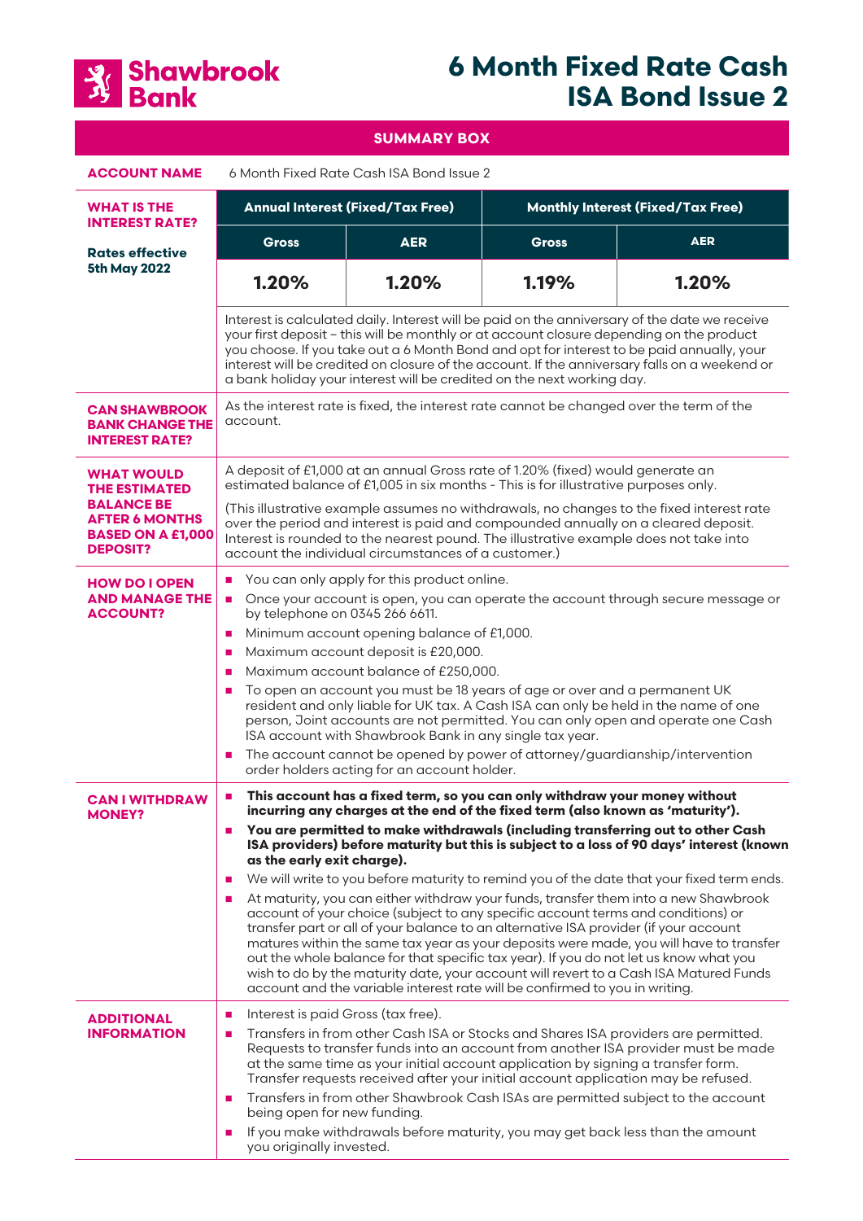Shawbrook Bank

# 6 Month Fixed Rate Cash ISA Bond Issue 2

## SUMMARY BOX

**ACCOUNT NAME**

6 Month Fixed Rate Cash ISA Bond Issue 2

**WHAT IS THE INTEREST RATE?**

**Rates effective 5th May 2022**

| Annual Interest (Fixed/Tax Free) | | Monthly Interest (Fixed/Tax Free) | |
|---|---|---|---|
| Gross | AER | Gross | AER |
| 1.20% | 1.20% | 1.19% | 1.20% |

Interest is calculated daily. Interest will be paid on the anniversary of the date we receive your first deposit – this will be monthly or at account closure depending on the product you choose. If you take out a 6 Month Bond and opt for interest to be paid annually, your interest will be credited on closure of the account. If the anniversary falls on a weekend or a bank holiday your interest will be credited on the next working day.

**CAN SHAWBROOK BANK CHANGE THE INTEREST RATE?**

As the interest rate is fixed, the interest rate cannot be changed over the term of the account.

**WHAT WOULD THE ESTIMATED BALANCE BE AFTER 6 MONTHS BASED ON A £1,000 DEPOSIT?**

A deposit of £1,000 at an annual Gross rate of 1.20% (fixed) would generate an estimated balance of £1,005 in six months - This is for illustrative purposes only.

(This illustrative example assumes no withdrawals, no changes to the fixed interest rate over the period and interest is paid and compounded annually on a cleared deposit. Interest is rounded to the nearest pound. The illustrative example does not take into account the individual circumstances of a customer.)

**HOW DO I OPEN AND MANAGE THE ACCOUNT?**

- You can only apply for this product online.
- Once your account is open, you can operate the account through secure message or by telephone on 0345 266 6611.
- Minimum account opening balance of £1,000.
- Maximum account deposit is £20,000.
- Maximum account balance of £250,000.
- To open an account you must be 18 years of age or over and a permanent UK resident and only liable for UK tax. A Cash ISA can only be held in the name of one person, Joint accounts are not permitted. You can only open and operate one Cash ISA account with Shawbrook Bank in any single tax year.
- The account cannot be opened by power of attorney/guardianship/intervention order holders acting for an account holder.

**CAN I WITHDRAW MONEY?**

- **This account has a fixed term, so you can only withdraw your money without incurring any charges at the end of the fixed term (also known as 'maturity').**
- **You are permitted to make withdrawals (including transferring out to other Cash ISA providers) before maturity but this is subject to a loss of 90 days' interest (known as the early exit charge).**
- We will write to you before maturity to remind you of the date that your fixed term ends.
- At maturity, you can either withdraw your funds, transfer them into a new Shawbrook account of your choice (subject to any specific account terms and conditions) or transfer part or all of your balance to an alternative ISA provider (if your account matures within the same tax year as your deposits were made, you will have to transfer out the whole balance for that specific tax year). If you do not let us know what you wish to do by the maturity date, your account will revert to a Cash ISA Matured Funds account and the variable interest rate will be confirmed to you in writing.

**ADDITIONAL INFORMATION**

- Interest is paid Gross (tax free).
- Transfers in from other Cash ISA or Stocks and Shares ISA providers are permitted. Requests to transfer funds into an account from another ISA provider must be made at the same time as your initial account application by signing a transfer form. Transfer requests received after your initial account application may be refused.
- Transfers in from other Shawbrook Cash ISAs are permitted subject to the account being open for new funding.
- If you make withdrawals before maturity, you may get back less than the amount you originally invested.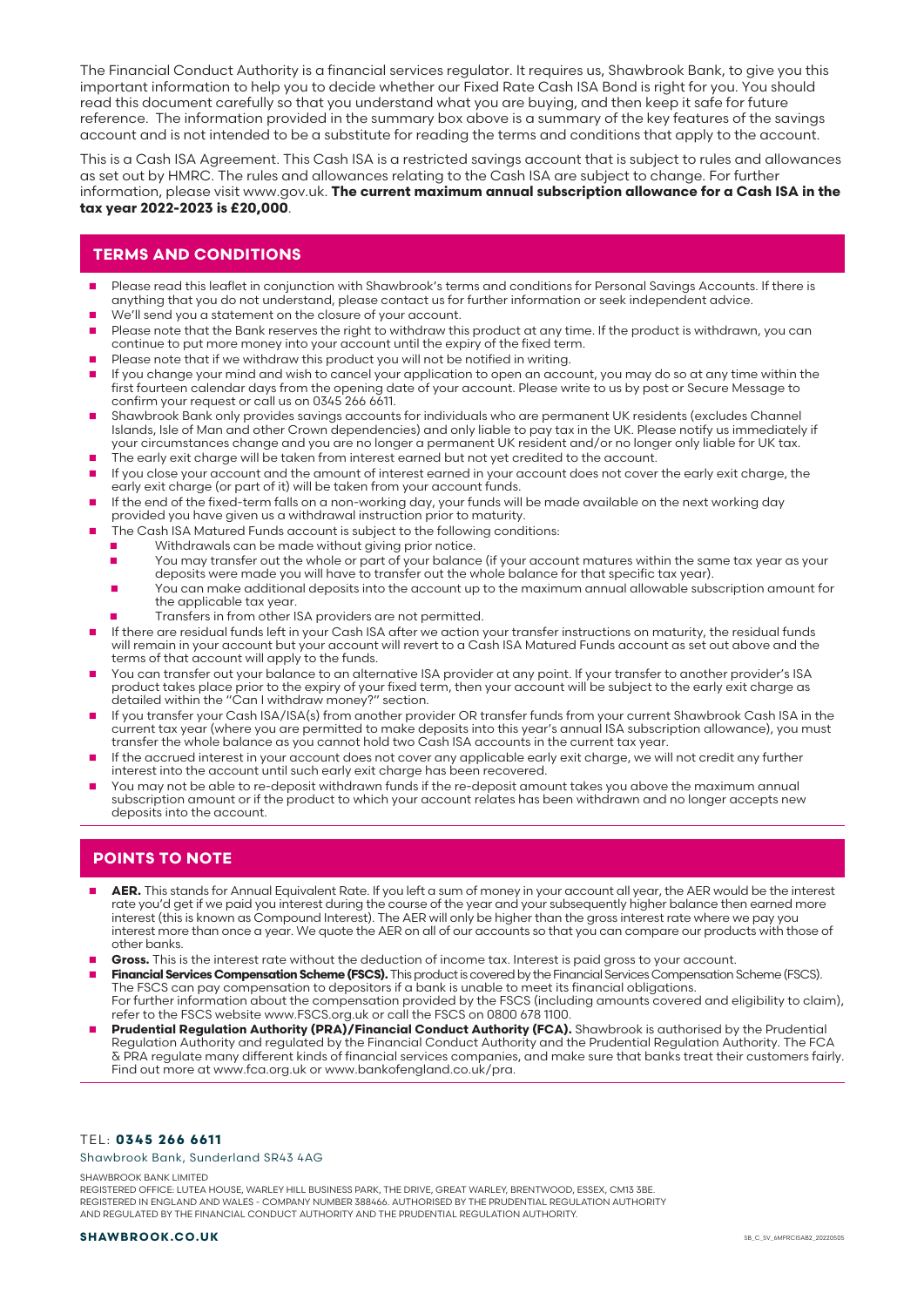The Financial Conduct Authority is a financial services regulator. It requires us, Shawbrook Bank, to give you this important information to help you to decide whether our Fixed Rate Cash ISA Bond is right for you. You should read this document carefully so that you understand what you are buying, and then keep it safe for future reference. The information provided in the summary box above is a summary of the key features of the savings account and is not intended to be a substitute for reading the terms and conditions that apply to the account.

This is a Cash ISA Agreement. This Cash ISA is a restricted savings account that is subject to rules and allowances as set out by HMRC. The rules and allowances relating to the Cash ISA are subject to change. For further information, please visit www.gov.uk. **The current maximum annual subscription allowance for a Cash ISA in the tax year 2022-2023 is £20,000**.

## TERMS AND CONDITIONS

- Please read this leaflet in conjunction with Shawbrook's terms and conditions for Personal Savings Accounts. If there is anything that you do not understand, please contact us for further information or seek independent advice.
- We'll send you a statement on the closure of your account.
- Please note that the Bank reserves the right to withdraw this product at any time. If the product is withdrawn, you can continue to put more money into your account until the expiry of the fixed term.
- Please note that if we withdraw this product you will not be notified in writing.
- If you change your mind and wish to cancel your application to open an account, you may do so at any time within the first fourteen calendar days from the opening date of your account. Please write to us by post or Secure Message to confirm your request or call us on 0345 266 6611.
- Shawbrook Bank only provides savings accounts for individuals who are permanent UK residents (excludes Channel Islands, Isle of Man and other Crown dependencies) and only liable to pay tax in the UK. Please notify us immediately if your circumstances change and you are no longer a permanent UK resident and/or no longer only liable for UK tax.
- The early exit charge will be taken from interest earned but not yet credited to the account.
- If you close your account and the amount of interest earned in your account does not cover the early exit charge, the early exit charge (or part of it) will be taken from your account funds.
- If the end of the fixed-term falls on a non-working day, your funds will be made available on the next working day provided you have given us a withdrawal instruction prior to maturity.
- The Cash ISA Matured Funds account is subject to the following conditions:
  - Withdrawals can be made without giving prior notice.
  - You may transfer out the whole or part of your balance (if your account matures within the same tax year as your deposits were made you will have to transfer out the whole balance for that specific tax year).
  - You can make additional deposits into the account up to the maximum annual allowable subscription amount for the applicable tax year.
  - Transfers in from other ISA providers are not permitted.
- If there are residual funds left in your Cash ISA after we action your transfer instructions on maturity, the residual funds will remain in your account but your account will revert to a Cash ISA Matured Funds account as set out above and the terms of that account will apply to the funds.
- You can transfer out your balance to an alternative ISA provider at any point. If your transfer to another provider's ISA product takes place prior to the expiry of your fixed term, then your account will be subject to the early exit charge as detailed within the "Can I withdraw money?" section.
- If you transfer your Cash ISA/ISA(s) from another provider OR transfer funds from your current Shawbrook Cash ISA in the current tax year (where you are permitted to make deposits into this year's annual ISA subscription allowance), you must transfer the whole balance as you cannot hold two Cash ISA accounts in the current tax year.
- If the accrued interest in your account does not cover any applicable early exit charge, we will not credit any further interest into the account until such early exit charge has been recovered.
- You may not be able to re-deposit withdrawn funds if the re-deposit amount takes you above the maximum annual subscription amount or if the product to which your account relates has been withdrawn and no longer accepts new deposits into the account.

## POINTS TO NOTE

- **AER.** This stands for Annual Equivalent Rate. If you left a sum of money in your account all year, the AER would be the interest rate you'd get if we paid you interest during the course of the year and your subsequently higher balance then earned more interest (this is known as Compound Interest). The AER will only be higher than the gross interest rate where we pay you interest more than once a year. We quote the AER on all of our accounts so that you can compare our products with those of other banks.
- **Gross.** This is the interest rate without the deduction of income tax. Interest is paid gross to your account.
- **Financial Services Compensation Scheme (FSCS).** This product is covered by the Financial Services Compensation Scheme (FSCS). The FSCS can pay compensation to depositors if a bank is unable to meet its financial obligations. For further information about the compensation provided by the FSCS (including amounts covered and eligibility to claim), refer to the FSCS website www.FSCS.org.uk or call the FSCS on 0800 678 1100.
- **Prudential Regulation Authority (PRA)/Financial Conduct Authority (FCA).** Shawbrook is authorised by the Prudential Regulation Authority and regulated by the Financial Conduct Authority and the Prudential Regulation Authority. The FCA & PRA regulate many different kinds of financial services companies, and make sure that banks treat their customers fairly. Find out more at www.fca.org.uk or www.bankofengland.co.uk/pra.

TEL: **0345 266 6611**

Shawbrook Bank, Sunderland SR43 4AG

SHAWBROOK BANK LIMITED
REGISTERED OFFICE: LUTEA HOUSE, WARLEY HILL BUSINESS PARK, THE DRIVE, GREAT WARLEY, BRENTWOOD, ESSEX, CM13 3BE.
REGISTERED IN ENGLAND AND WALES - COMPANY NUMBER 388466. AUTHORISED BY THE PRUDENTIAL REGULATION AUTHORITY AND REGULATED BY THE FINANCIAL CONDUCT AUTHORITY AND THE PRUDENTIAL REGULATION AUTHORITY.

**SHAWBROOK.CO.UK**

SB_C_SV_6MFRCISAB2_20220505